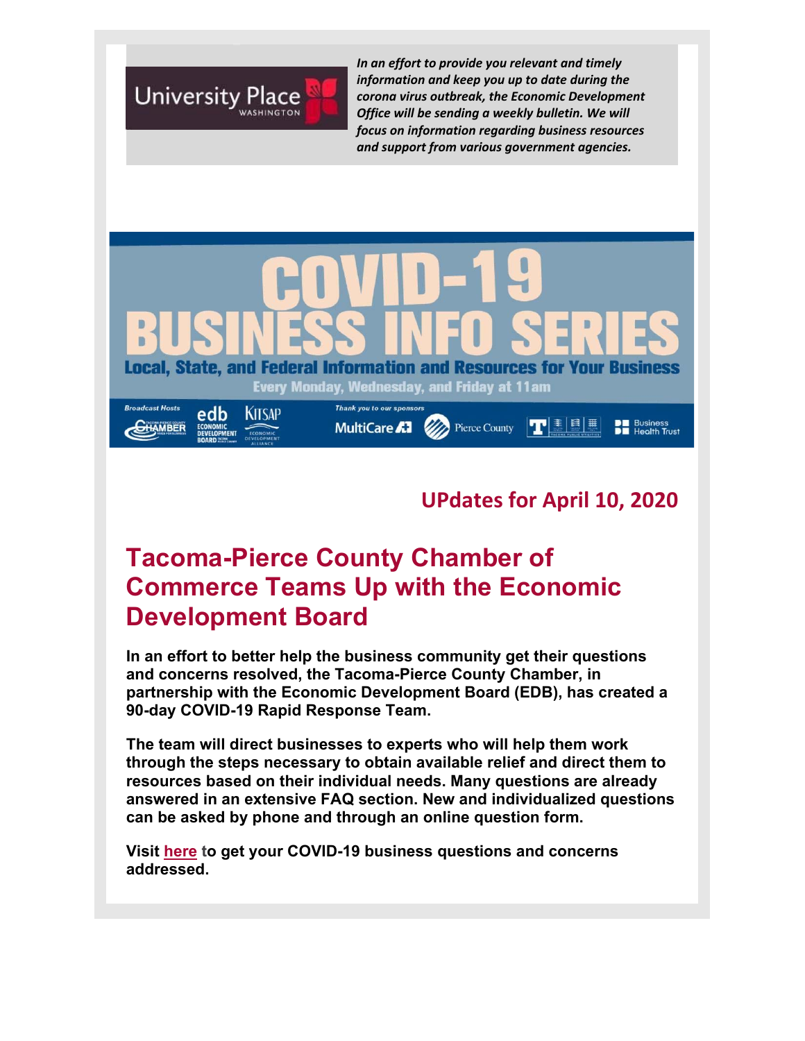University Place
WASHINGTON

*In an effort to provide you relevant and timely information and keep you up to date during the corona virus outbreak, the Economic Development Office will be sending a weekly bulletin. We will focus on information regarding business resources and support from various government agencies.*

# COVID-19 BUSINESS INFO SERIES

**Local, State, and Federal Information and Resources for Your Business**

Every Monday, Wednesday, and Friday at 11am

Broadcast Hosts: Chamber, edb Economic Development Board, Kitsap Economic Development Alliance

Thank you to our sponsors: MultiCare, Pierce County, Tacoma Public Utilities, Business Health Trust

## UPdates for April 10, 2020

## Tacoma-Pierce County Chamber of Commerce Teams Up with the Economic Development Board

**In an effort to better help the business community get their questions and concerns resolved, the Tacoma-Pierce County Chamber, in partnership with the Economic Development Board (EDB), has created a 90-day COVID-19 Rapid Response Team.**

**The team will direct businesses to experts who will help them work through the steps necessary to obtain available relief and direct them to resources based on their individual needs. Many questions are already answered in an extensive FAQ section. New and individualized questions can be asked by phone and through an online question form.**

**Visit here to get your COVID-19 business questions and concerns addressed.**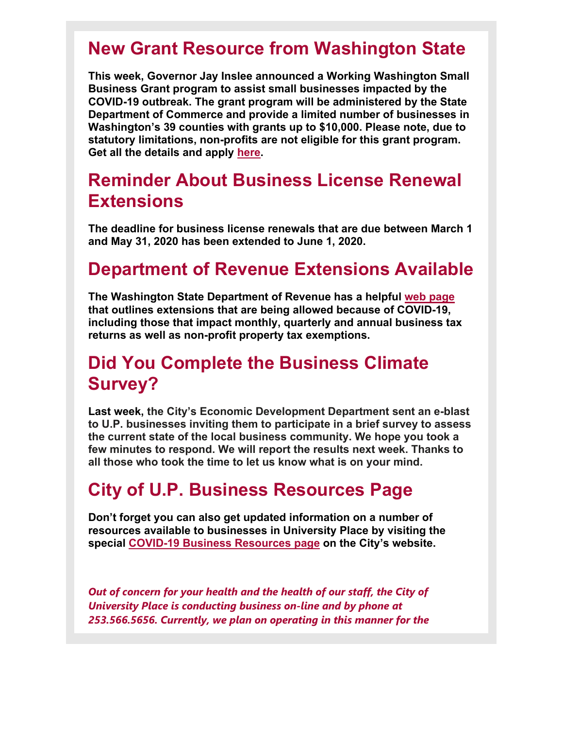## New Grant Resource from Washington State

**This week, Governor Jay Inslee announced a Working Washington Small Business Grant program to assist small businesses impacted by the COVID-19 outbreak. The grant program will be administered by the State Department of Commerce and provide a limited number of businesses in Washington's 39 counties with grants up to $10,000. Please note, due to statutory limitations, non-profits are not eligible for this grant program. Get all the details and apply here.**

## Reminder About Business License Renewal Extensions

**The deadline for business license renewals that are due between March 1 and May 31, 2020 has been extended to June 1, 2020.**

## Department of Revenue Extensions Available

**The Washington State Department of Revenue has a helpful web page that outlines extensions that are being allowed because of COVID-19, including those that impact monthly, quarterly and annual business tax returns as well as non-profit property tax exemptions.**

## Did You Complete the Business Climate Survey?

**Last week, the City's Economic Development Department sent an e-blast to U.P. businesses inviting them to participate in a brief survey to assess the current state of the local business community. We hope you took a few minutes to respond. We will report the results next week. Thanks to all those who took the time to let us know what is on your mind.**

## City of U.P. Business Resources Page

**Don't forget you can also get updated information on a number of resources available to businesses in University Place by visiting the special COVID-19 Business Resources page on the City's website.**

***Out of concern for your health and the health of our staff, the City of University Place is conducting business on-line and by phone at 253.566.5656. Currently, we plan on operating in this manner for the***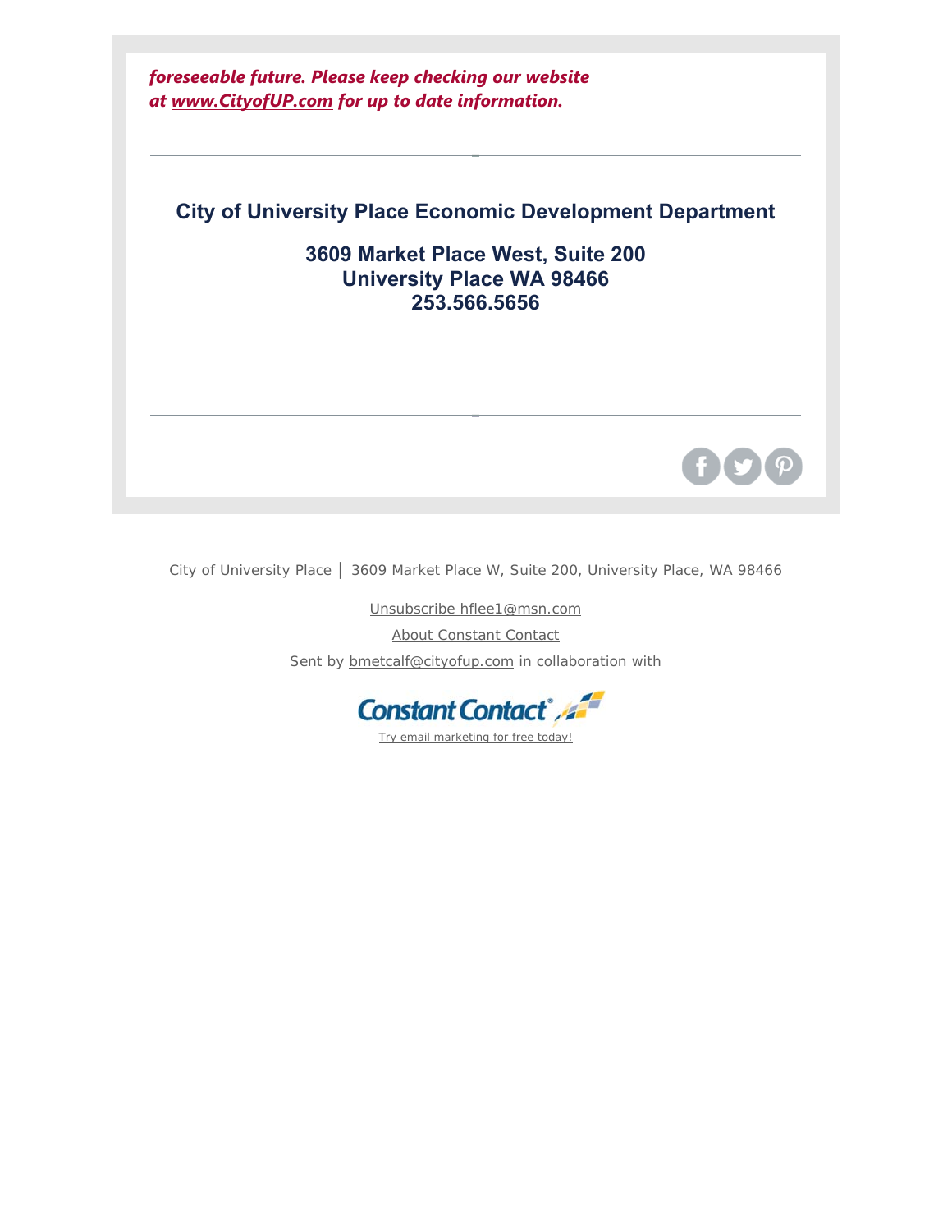***foreseeable future. Please keep checking our website at www.CityofUP.com for up to date information.***

---

**City of University Place Economic Development Department**

**3609 Market Place West, Suite 200**
**University Place WA 98466**
**253.566.5656**

---

City of University Place | 3609 Market Place W, Suite 200, University Place, WA 98466

Unsubscribe hflee1@msn.com

About Constant Contact

Sent by bmetcalf@cityofup.com in collaboration with

Constant Contact

Try email marketing for free today!